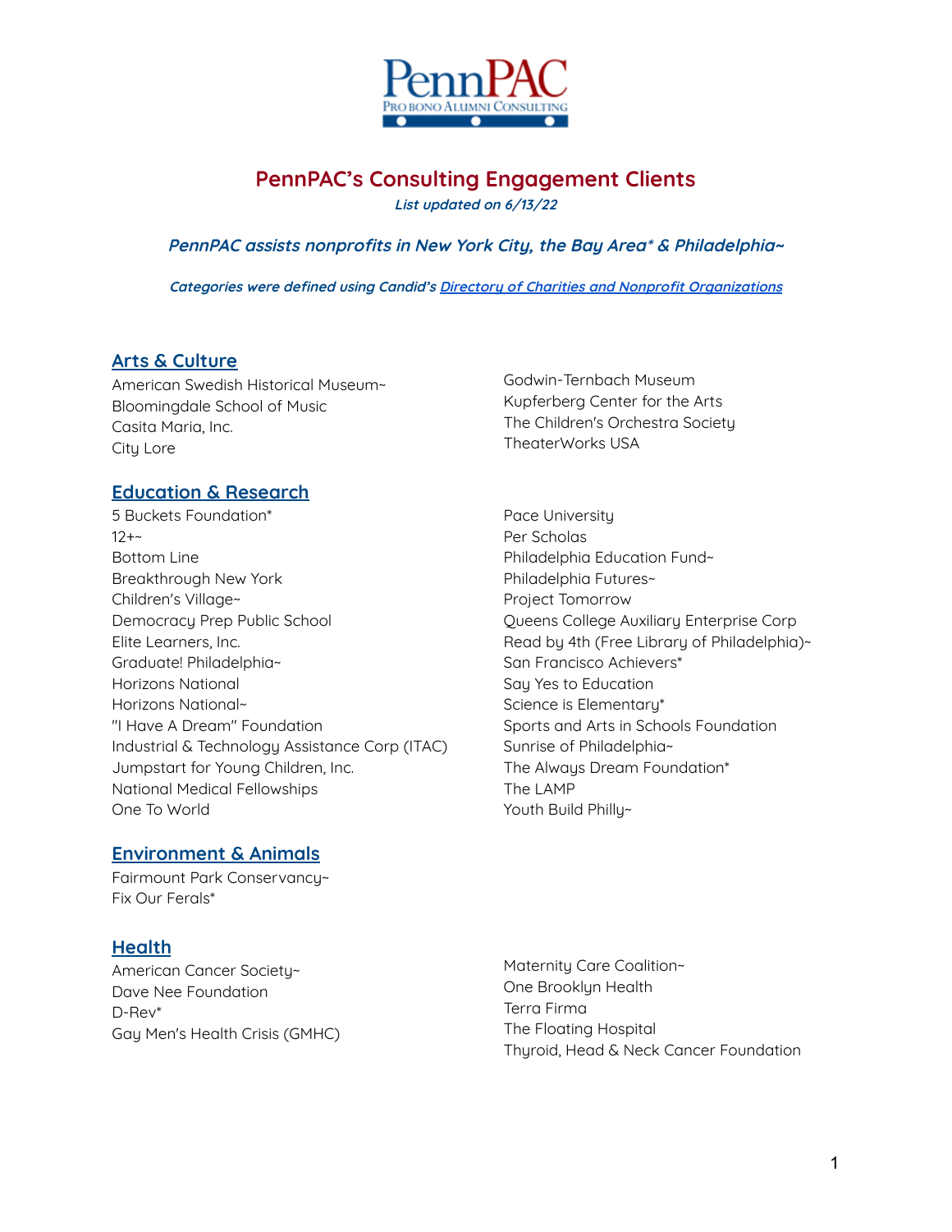# PennPAC's Consulting Engagement Clients

*List updated on 6/13/22*

*PennPAC assists nonprofits in New York City, the Bay Area* & Philadelphia~*

*Categories were defined using Candid's [Directory of Charities and Nonprofit Organizations]()*

## Arts & Culture

American Swedish Historical Museum~
Bloomingdale School of Music
Casita Maria, Inc.
City Lore
Godwin-Ternbach Museum
Kupferberg Center for the Arts
The Children's Orchestra Society
TheaterWorks USA

## Education & Research

5 Buckets Foundation*
12+~
Bottom Line
Breakthrough New York
Children's Village~
Democracy Prep Public School
Elite Learners, Inc.
Graduate! Philadelphia~
Horizons National
Horizons National~
"I Have A Dream" Foundation
Industrial & Technology Assistance Corp (ITAC)
Jumpstart for Young Children, Inc.
National Medical Fellowships
One To World
Pace University
Per Scholas
Philadelphia Education Fund~
Philadelphia Futures~
Project Tomorrow
Queens College Auxiliary Enterprise Corp
Read by 4th (Free Library of Philadelphia)~
San Francisco Achievers*
Say Yes to Education
Science is Elementary*
Sports and Arts in Schools Foundation
Sunrise of Philadelphia~
The Always Dream Foundation*
The LAMP
Youth Build Philly~

## Environment & Animals

Fairmount Park Conservancy~
Fix Our Ferals*

## Health

American Cancer Society~
Dave Nee Foundation
D-Rev*
Gay Men's Health Crisis (GMHC)
Maternity Care Coalition~
One Brooklyn Health
Terra Firma
The Floating Hospital
Thyroid, Head & Neck Cancer Foundation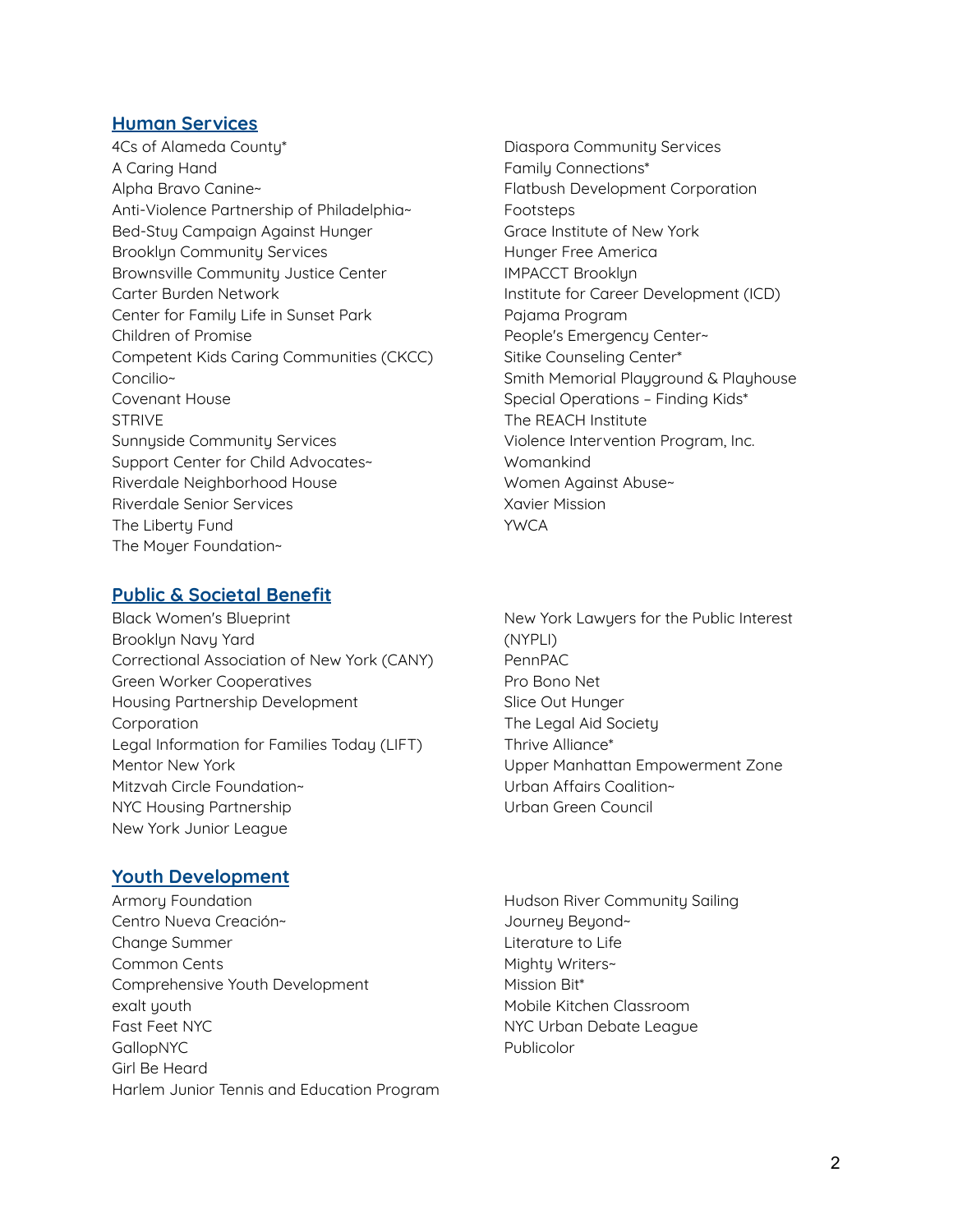## Human Services

4Cs of Alameda County*
A Caring Hand
Alpha Bravo Canine~
Anti-Violence Partnership of Philadelphia~
Bed-Stuy Campaign Against Hunger
Brooklyn Community Services
Brownsville Community Justice Center
Carter Burden Network
Center for Family Life in Sunset Park
Children of Promise
Competent Kids Caring Communities (CKCC)
Concilio~
Covenant House
STRIVE
Sunnyside Community Services
Support Center for Child Advocates~
Riverdale Neighborhood House
Riverdale Senior Services
The Liberty Fund
The Moyer Foundation~
Diaspora Community Services
Family Connections*
Flatbush Development Corporation
Footsteps
Grace Institute of New York
Hunger Free America
IMPACCT Brooklyn
Institute for Career Development (ICD)
Pajama Program
People's Emergency Center~
Sitike Counseling Center*
Smith Memorial Playground & Playhouse
Special Operations – Finding Kids*
The REACH Institute
Violence Intervention Program, Inc.
Womankind
Women Against Abuse~
Xavier Mission
YWCA

## Public & Societal Benefit

Black Women's Blueprint
Brooklyn Navy Yard
Correctional Association of New York (CANY)
Green Worker Cooperatives
Housing Partnership Development Corporation
Legal Information for Families Today (LIFT)
Mentor New York
Mitzvah Circle Foundation~
NYC Housing Partnership
New York Junior League
New York Lawyers for the Public Interest (NYPLI)
PennPAC
Pro Bono Net
Slice Out Hunger
The Legal Aid Society
Thrive Alliance*
Upper Manhattan Empowerment Zone
Urban Affairs Coalition~
Urban Green Council

## Youth Development

Armory Foundation
Centro Nueva Creación~
Change Summer
Common Cents
Comprehensive Youth Development
exalt youth
Fast Feet NYC
GallopNYC
Girl Be Heard
Harlem Junior Tennis and Education Program
Hudson River Community Sailing
Journey Beyond~
Literature to Life
Mighty Writers~
Mission Bit*
Mobile Kitchen Classroom
NYC Urban Debate League
Publicolor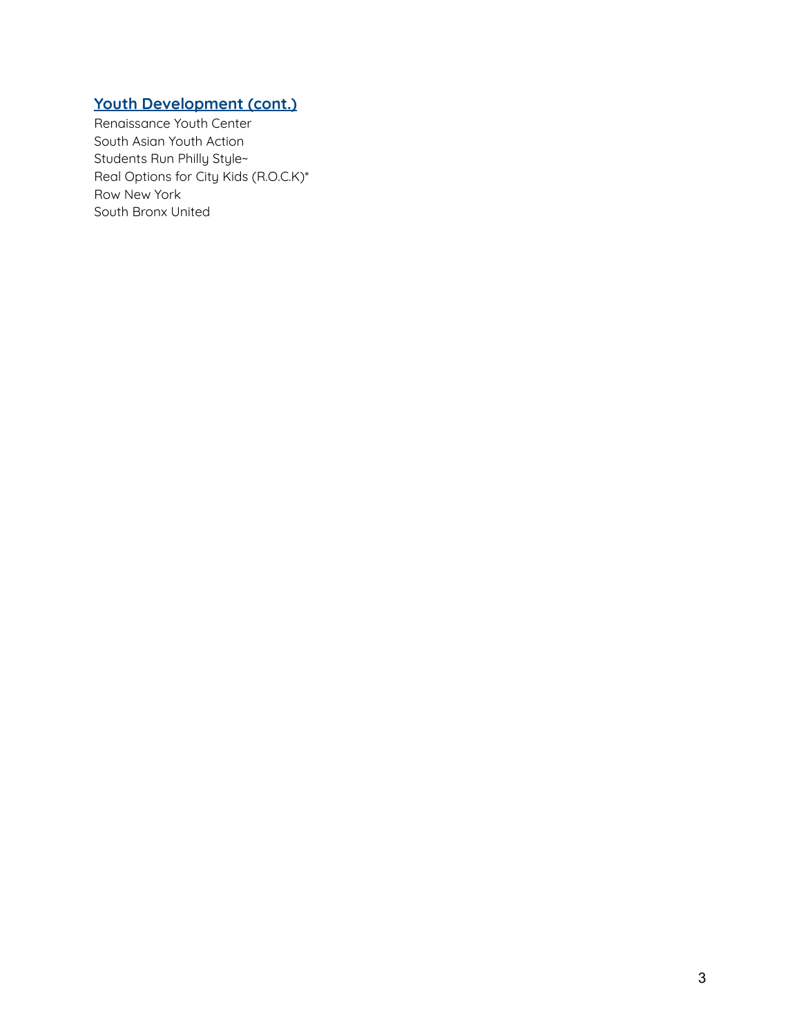## Youth Development (cont.)

Renaissance Youth Center
South Asian Youth Action
Students Run Philly Style~
Real Options for City Kids (R.O.C.K)*
Row New York
South Bronx United